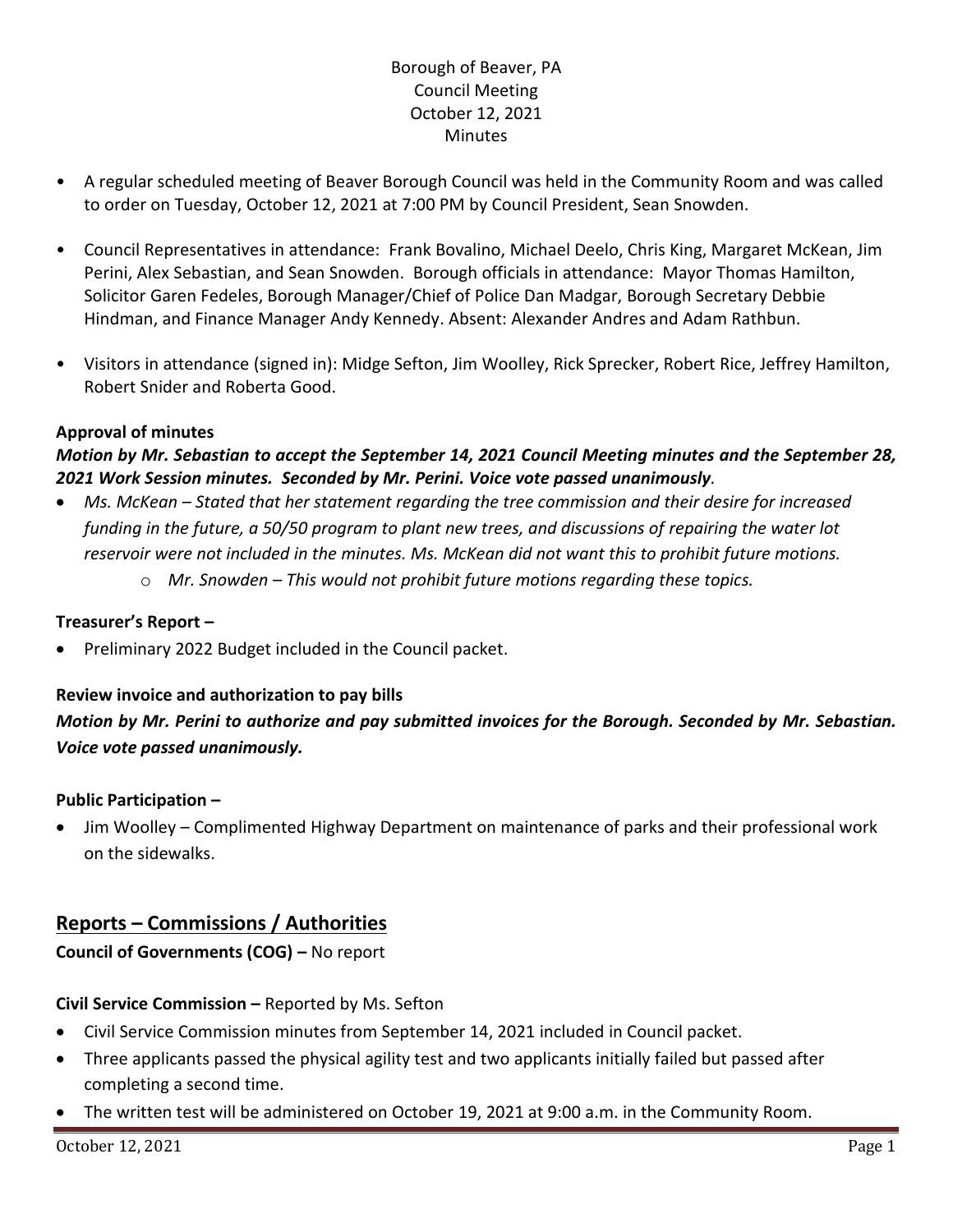Borough of Beaver, PA
Council Meeting
October 12, 2021
Minutes

- A regular scheduled meeting of Beaver Borough Council was held in the Community Room and was called to order on Tuesday, October 12, 2021 at 7:00 PM by Council President, Sean Snowden.
- Council Representatives in attendance: Frank Bovalino, Michael Deelo, Chris King, Margaret McKean, Jim Perini, Alex Sebastian, and Sean Snowden. Borough officials in attendance: Mayor Thomas Hamilton, Solicitor Garen Fedeles, Borough Manager/Chief of Police Dan Madgar, Borough Secretary Debbie Hindman, and Finance Manager Andy Kennedy. Absent: Alexander Andres and Adam Rathbun.
- Visitors in attendance (signed in): Midge Sefton, Jim Woolley, Rick Sprecker, Robert Rice, Jeffrey Hamilton, Robert Snider and Roberta Good.

**Approval of minutes**

***Motion by Mr. Sebastian to accept the September 14, 2021 Council Meeting minutes and the September 28, 2021 Work Session minutes. Seconded by Mr. Perini. Voice vote passed unanimously.***

- *Ms. McKean – Stated that her statement regarding the tree commission and their desire for increased funding in the future, a 50/50 program to plant new trees, and discussions of repairing the water lot reservoir were not included in the minutes. Ms. McKean did not want this to prohibit future motions.*
  - *Mr. Snowden – This would not prohibit future motions regarding these topics.*

**Treasurer's Report –**

- Preliminary 2022 Budget included in the Council packet.

**Review invoice and authorization to pay bills**

***Motion by Mr. Perini to authorize and pay submitted invoices for the Borough. Seconded by Mr. Sebastian. Voice vote passed unanimously.***

**Public Participation –**

- Jim Woolley – Complimented Highway Department on maintenance of parks and their professional work on the sidewalks.

## Reports – Commissions / Authorities

**Council of Governments (COG) –** No report

**Civil Service Commission –** Reported by Ms. Sefton

- Civil Service Commission minutes from September 14, 2021 included in Council packet.
- Three applicants passed the physical agility test and two applicants initially failed but passed after completing a second time.
- The written test will be administered on October 19, 2021 at 9:00 a.m. in the Community Room.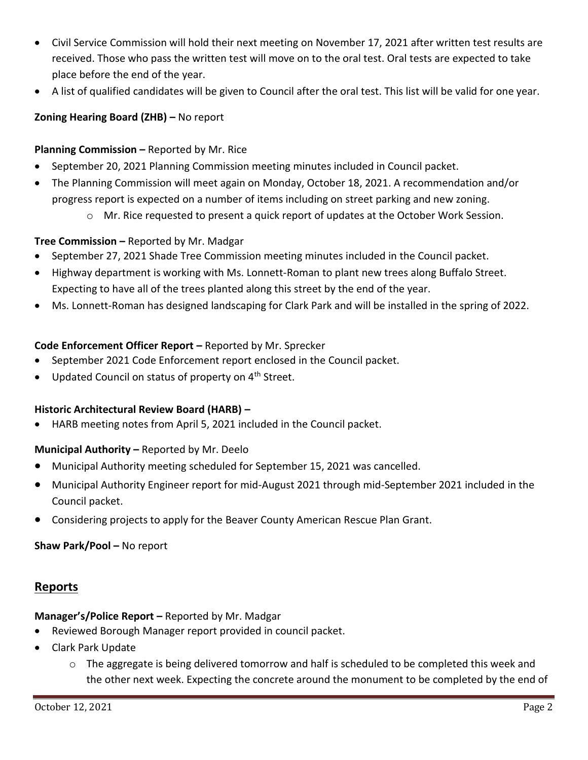- Civil Service Commission will hold their next meeting on November 17, 2021 after written test results are received. Those who pass the written test will move on to the oral test. Oral tests are expected to take place before the end of the year.
- A list of qualified candidates will be given to Council after the oral test. This list will be valid for one year.

**Zoning Hearing Board (ZHB) –** No report

**Planning Commission –** Reported by Mr. Rice

- September 20, 2021 Planning Commission meeting minutes included in Council packet.
- The Planning Commission will meet again on Monday, October 18, 2021. A recommendation and/or progress report is expected on a number of items including on street parking and new zoning.
  - Mr. Rice requested to present a quick report of updates at the October Work Session.

**Tree Commission –** Reported by Mr. Madgar

- September 27, 2021 Shade Tree Commission meeting minutes included in the Council packet.
- Highway department is working with Ms. Lonnett-Roman to plant new trees along Buffalo Street. Expecting to have all of the trees planted along this street by the end of the year.
- Ms. Lonnett-Roman has designed landscaping for Clark Park and will be installed in the spring of 2022.

**Code Enforcement Officer Report –** Reported by Mr. Sprecker

- September 2021 Code Enforcement report enclosed in the Council packet.
- Updated Council on status of property on 4th Street.

**Historic Architectural Review Board (HARB) –**

- HARB meeting notes from April 5, 2021 included in the Council packet.

**Municipal Authority –** Reported by Mr. Deelo

- Municipal Authority meeting scheduled for September 15, 2021 was cancelled.
- Municipal Authority Engineer report for mid-August 2021 through mid-September 2021 included in the Council packet.
- Considering projects to apply for the Beaver County American Rescue Plan Grant.

**Shaw Park/Pool –** No report

## Reports

**Manager's/Police Report –** Reported by Mr. Madgar

- Reviewed Borough Manager report provided in council packet.
- Clark Park Update
  - The aggregate is being delivered tomorrow and half is scheduled to be completed this week and the other next week. Expecting the concrete around the monument to be completed by the end of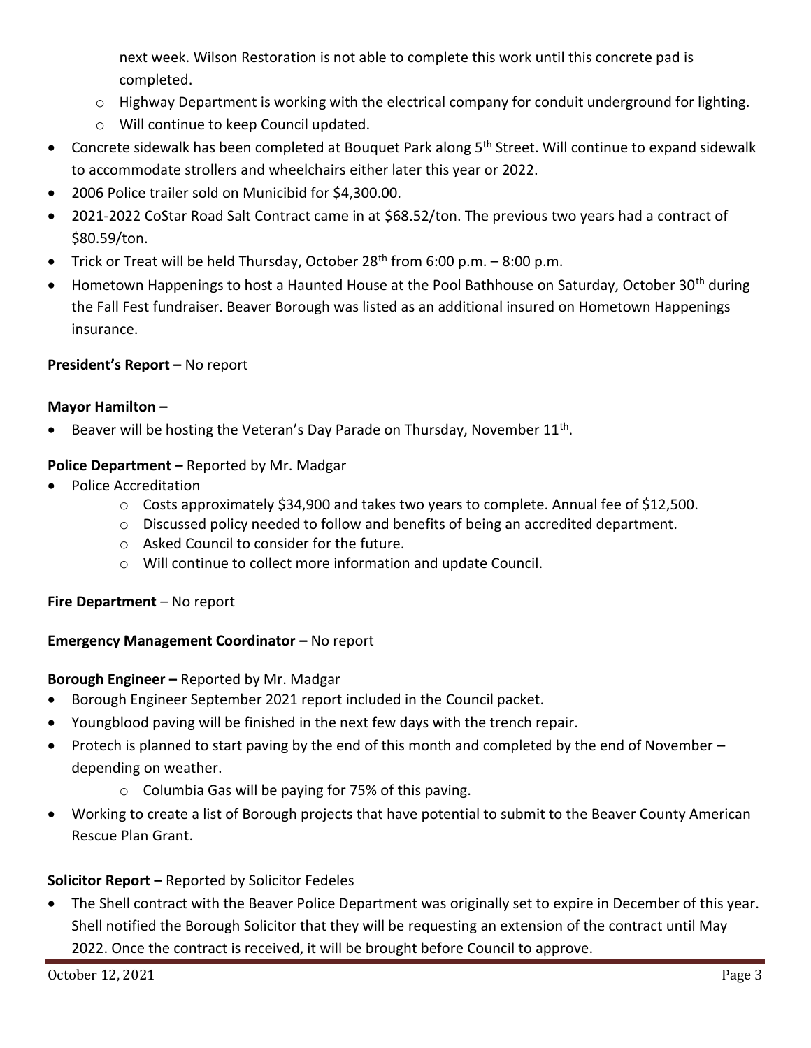next week. Wilson Restoration is not able to complete this work until this concrete pad is completed.
    - Highway Department is working with the electrical company for conduit underground for lighting.
    - Will continue to keep Council updated.
- Concrete sidewalk has been completed at Bouquet Park along 5th Street. Will continue to expand sidewalk to accommodate strollers and wheelchairs either later this year or 2022.
- 2006 Police trailer sold on Municibid for $4,300.00.
- 2021-2022 CoStar Road Salt Contract came in at $68.52/ton. The previous two years had a contract of $80.59/ton.
- Trick or Treat will be held Thursday, October 28th from 6:00 p.m. – 8:00 p.m.
- Hometown Happenings to host a Haunted House at the Pool Bathhouse on Saturday, October 30th during the Fall Fest fundraiser. Beaver Borough was listed as an additional insured on Hometown Happenings insurance.

**President's Report –** No report

**Mayor Hamilton –**

- Beaver will be hosting the Veteran's Day Parade on Thursday, November 11th.

**Police Department –** Reported by Mr. Madgar

- Police Accreditation
    - Costs approximately $34,900 and takes two years to complete. Annual fee of $12,500.
    - Discussed policy needed to follow and benefits of being an accredited department.
    - Asked Council to consider for the future.
    - Will continue to collect more information and update Council.

**Fire Department** – No report

**Emergency Management Coordinator –** No report

**Borough Engineer –** Reported by Mr. Madgar

- Borough Engineer September 2021 report included in the Council packet.
- Youngblood paving will be finished in the next few days with the trench repair.
- Protech is planned to start paving by the end of this month and completed by the end of November – depending on weather.
    - Columbia Gas will be paying for 75% of this paving.
- Working to create a list of Borough projects that have potential to submit to the Beaver County American Rescue Plan Grant.

**Solicitor Report –** Reported by Solicitor Fedeles

- The Shell contract with the Beaver Police Department was originally set to expire in December of this year. Shell notified the Borough Solicitor that they will be requesting an extension of the contract until May 2022. Once the contract is received, it will be brought before Council to approve.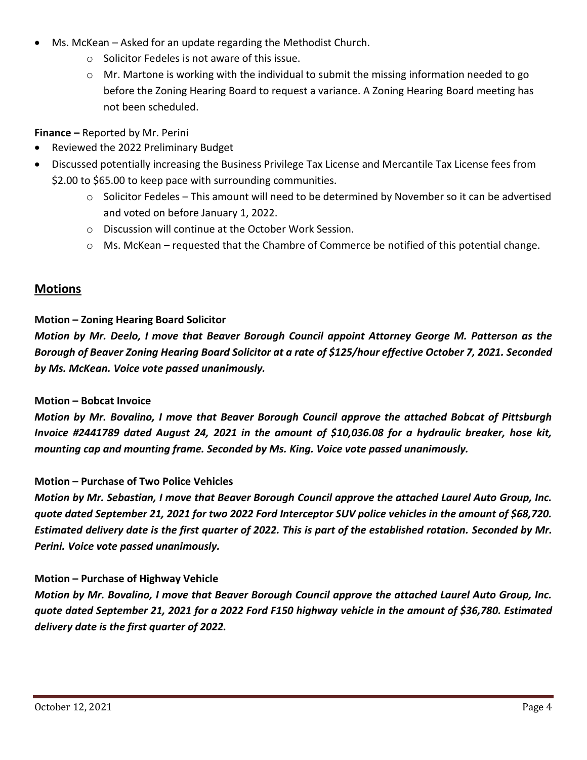- Ms. McKean – Asked for an update regarding the Methodist Church.
    - Solicitor Fedeles is not aware of this issue.
    - Mr. Martone is working with the individual to submit the missing information needed to go before the Zoning Hearing Board to request a variance. A Zoning Hearing Board meeting has not been scheduled.

**Finance –** Reported by Mr. Perini

- Reviewed the 2022 Preliminary Budget
- Discussed potentially increasing the Business Privilege Tax License and Mercantile Tax License fees from \$2.00 to \$65.00 to keep pace with surrounding communities.
    - Solicitor Fedeles – This amount will need to be determined by November so it can be advertised and voted on before January 1, 2022.
    - Discussion will continue at the October Work Session.
    - Ms. McKean – requested that the Chambre of Commerce be notified of this potential change.

## Motions

**Motion – Zoning Hearing Board Solicitor**

***Motion by Mr. Deelo, I move that Beaver Borough Council appoint Attorney George M. Patterson as the Borough of Beaver Zoning Hearing Board Solicitor at a rate of \$125/hour effective October 7, 2021. Seconded by Ms. McKean. Voice vote passed unanimously.***

**Motion – Bobcat Invoice**

***Motion by Mr. Bovalino, I move that Beaver Borough Council approve the attached Bobcat of Pittsburgh Invoice #2441789 dated August 24, 2021 in the amount of \$10,036.08 for a hydraulic breaker, hose kit, mounting cap and mounting frame. Seconded by Ms. King. Voice vote passed unanimously.***

**Motion – Purchase of Two Police Vehicles**

***Motion by Mr. Sebastian, I move that Beaver Borough Council approve the attached Laurel Auto Group, Inc. quote dated September 21, 2021 for two 2022 Ford Interceptor SUV police vehicles in the amount of \$68,720. Estimated delivery date is the first quarter of 2022. This is part of the established rotation. Seconded by Mr. Perini. Voice vote passed unanimously.***

**Motion – Purchase of Highway Vehicle**

***Motion by Mr. Bovalino, I move that Beaver Borough Council approve the attached Laurel Auto Group, Inc. quote dated September 21, 2021 for a 2022 Ford F150 highway vehicle in the amount of \$36,780. Estimated delivery date is the first quarter of 2022.***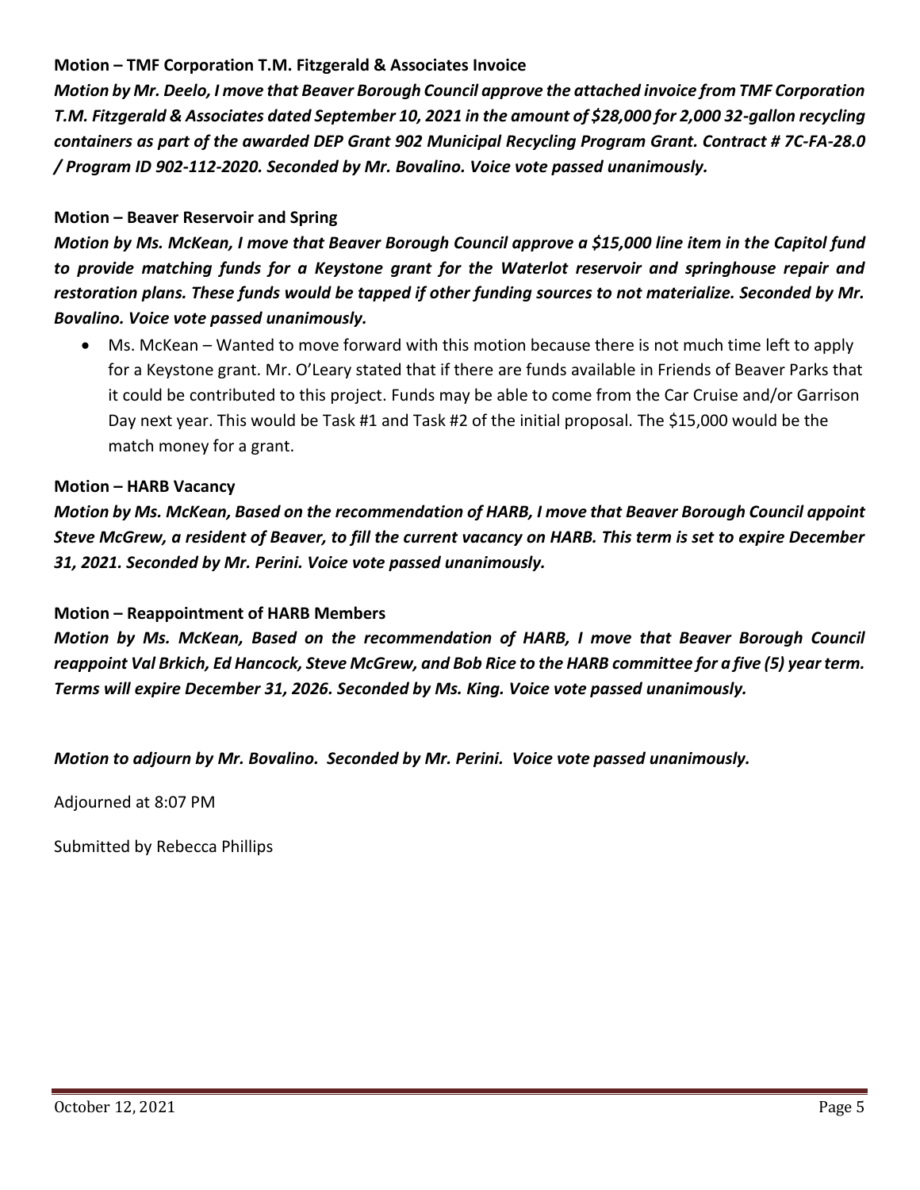**Motion – TMF Corporation T.M. Fitzgerald & Associates Invoice**

***Motion by Mr. Deelo, I move that Beaver Borough Council approve the attached invoice from TMF Corporation T.M. Fitzgerald & Associates dated September 10, 2021 in the amount of $28,000 for 2,000 32-gallon recycling containers as part of the awarded DEP Grant 902 Municipal Recycling Program Grant. Contract # 7C-FA-28.0 / Program ID 902-112-2020. Seconded by Mr. Bovalino. Voice vote passed unanimously.***

**Motion – Beaver Reservoir and Spring**

***Motion by Ms. McKean, I move that Beaver Borough Council approve a $15,000 line item in the Capitol fund to provide matching funds for a Keystone grant for the Waterlot reservoir and springhouse repair and restoration plans. These funds would be tapped if other funding sources to not materialize. Seconded by Mr. Bovalino. Voice vote passed unanimously.***

- Ms. McKean – Wanted to move forward with this motion because there is not much time left to apply for a Keystone grant. Mr. O'Leary stated that if there are funds available in Friends of Beaver Parks that it could be contributed to this project. Funds may be able to come from the Car Cruise and/or Garrison Day next year. This would be Task #1 and Task #2 of the initial proposal. The $15,000 would be the match money for a grant.

**Motion – HARB Vacancy**

***Motion by Ms. McKean, Based on the recommendation of HARB, I move that Beaver Borough Council appoint Steve McGrew, a resident of Beaver, to fill the current vacancy on HARB. This term is set to expire December 31, 2021. Seconded by Mr. Perini. Voice vote passed unanimously.***

**Motion – Reappointment of HARB Members**

***Motion by Ms. McKean, Based on the recommendation of HARB, I move that Beaver Borough Council reappoint Val Brkich, Ed Hancock, Steve McGrew, and Bob Rice to the HARB committee for a five (5) year term. Terms will expire December 31, 2026. Seconded by Ms. King. Voice vote passed unanimously.***

***Motion to adjourn by Mr. Bovalino. Seconded by Mr. Perini. Voice vote passed unanimously.***

Adjourned at 8:07 PM

Submitted by Rebecca Phillips